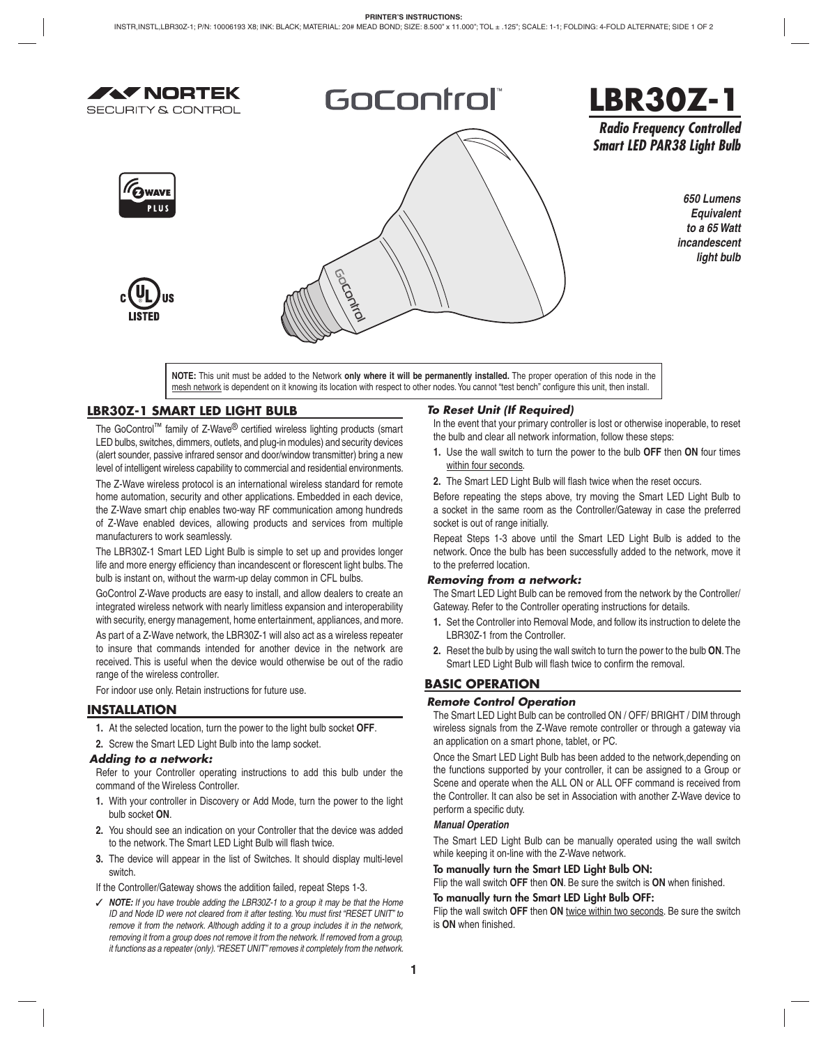PRINTER'S INSTRUCTIONS:
INSTR,INSTL,LBR30Z-1; P/N: 10006193 X8; INK: BLACK; MATERIAL: 20# MEAD BOND; SIZE: 8.500" x 11.000"; TOL ± .125"; SCALE: 1-1; FOLDING: 4-FOLD ALTERNATE; SIDE 1 OF 2

NORTEK SECURITY & CONTROL

GoControl™

# LBR30Z-1

***Radio Frequency Controlled Smart LED PAR38 Light Bulb***

***650 Lumens Equivalent to a 65 Watt incandescent light bulb***

**NOTE:** This unit must be added to the Network **only where it will be permanently installed.** The proper operation of this node in the mesh network is dependent on it knowing its location with respect to other nodes. You cannot "test bench" configure this unit, then install.

## LBR30Z-1 SMART LED LIGHT BULB

The GoControl™ family of Z-Wave® certified wireless lighting products (smart LED bulbs, switches, dimmers, outlets, and plug-in modules) and security devices (alert sounder, passive infrared sensor and door/window transmitter) bring a new level of intelligent wireless capability to commercial and residential environments.

The Z-Wave wireless protocol is an international wireless standard for remote home automation, security and other applications. Embedded in each device, the Z-Wave smart chip enables two-way RF communication among hundreds of Z-Wave enabled devices, allowing products and services from multiple manufacturers to work seamlessly.

The LBR30Z-1 Smart LED Light Bulb is simple to set up and provides longer life and more energy efficiency than incandescent or florescent light bulbs. The bulb is instant on, without the warm-up delay common in CFL bulbs.

GoControl Z-Wave products are easy to install, and allow dealers to create an integrated wireless network with nearly limitless expansion and interoperability with security, energy management, home entertainment, appliances, and more.

As part of a Z-Wave network, the LBR30Z-1 will also act as a wireless repeater to insure that commands intended for another device in the network are received. This is useful when the device would otherwise be out of the radio range of the wireless controller.

For indoor use only. Retain instructions for future use.

## INSTALLATION

1. At the selected location, turn the power to the light bulb socket **OFF**.
2. Screw the Smart LED Light Bulb into the lamp socket.

### *Adding to a network:*

Refer to your Controller operating instructions to add this bulb under the command of the Wireless Controller.

1. With your controller in Discovery or Add Mode, turn the power to the light bulb socket **ON**.
2. You should see an indication on your Controller that the device was added to the network. The Smart LED Light Bulb will flash twice.
3. The device will appear in the list of Switches. It should display multi-level switch.

If the Controller/Gateway shows the addition failed, repeat Steps 1-3.

✓ ***NOTE:*** *If you have trouble adding the LBR30Z-1 to a group it may be that the Home ID and Node ID were not cleared from it after testing. You must first "RESET UNIT" to remove it from the network. Although adding it to a group includes it in the network, removing it from a group does not remove it from the network. If removed from a group, it functions as a repeater (only). "RESET UNIT" removes it completely from the network.*

### *To Reset Unit (If Required)*

In the event that your primary controller is lost or otherwise inoperable, to reset the bulb and clear all network information, follow these steps:

1. Use the wall switch to turn the power to the bulb **OFF** then **ON** four times within four seconds.
2. The Smart LED Light Bulb will flash twice when the reset occurs.

Before repeating the steps above, try moving the Smart LED Light Bulb to a socket in the same room as the Controller/Gateway in case the preferred socket is out of range initially.

Repeat Steps 1-3 above until the Smart LED Light Bulb is added to the network. Once the bulb has been successfully added to the network, move it to the preferred location.

### *Removing from a network:*

The Smart LED Light Bulb can be removed from the network by the Controller/Gateway. Refer to the Controller operating instructions for details.

1. Set the Controller into Removal Mode, and follow its instruction to delete the LBR30Z-1 from the Controller.
2. Reset the bulb by using the wall switch to turn the power to the bulb **ON**. The Smart LED Light Bulb will flash twice to confirm the removal.

## BASIC OPERATION

### *Remote Control Operation*

The Smart LED Light Bulb can be controlled ON / OFF/ BRIGHT / DIM through wireless signals from the Z-Wave remote controller or through a gateway via an application on a smart phone, tablet, or PC.

Once the Smart LED Light Bulb has been added to the network,depending on the functions supported by your controller, it can be assigned to a Group or Scene and operate when the ALL ON or ALL OFF command is received from the Controller. It can also be set in Association with another Z-Wave device to perform a specific duty.

#### *Manual Operation*

The Smart LED Light Bulb can be manually operated using the wall switch while keeping it on-line with the Z-Wave network.

**To manually turn the Smart LED Light Bulb ON:**

Flip the wall switch **OFF** then **ON**. Be sure the switch is **ON** when finished.

**To manually turn the Smart LED Light Bulb OFF:**

Flip the wall switch **OFF** then **ON** twice within two seconds. Be sure the switch is **ON** when finished.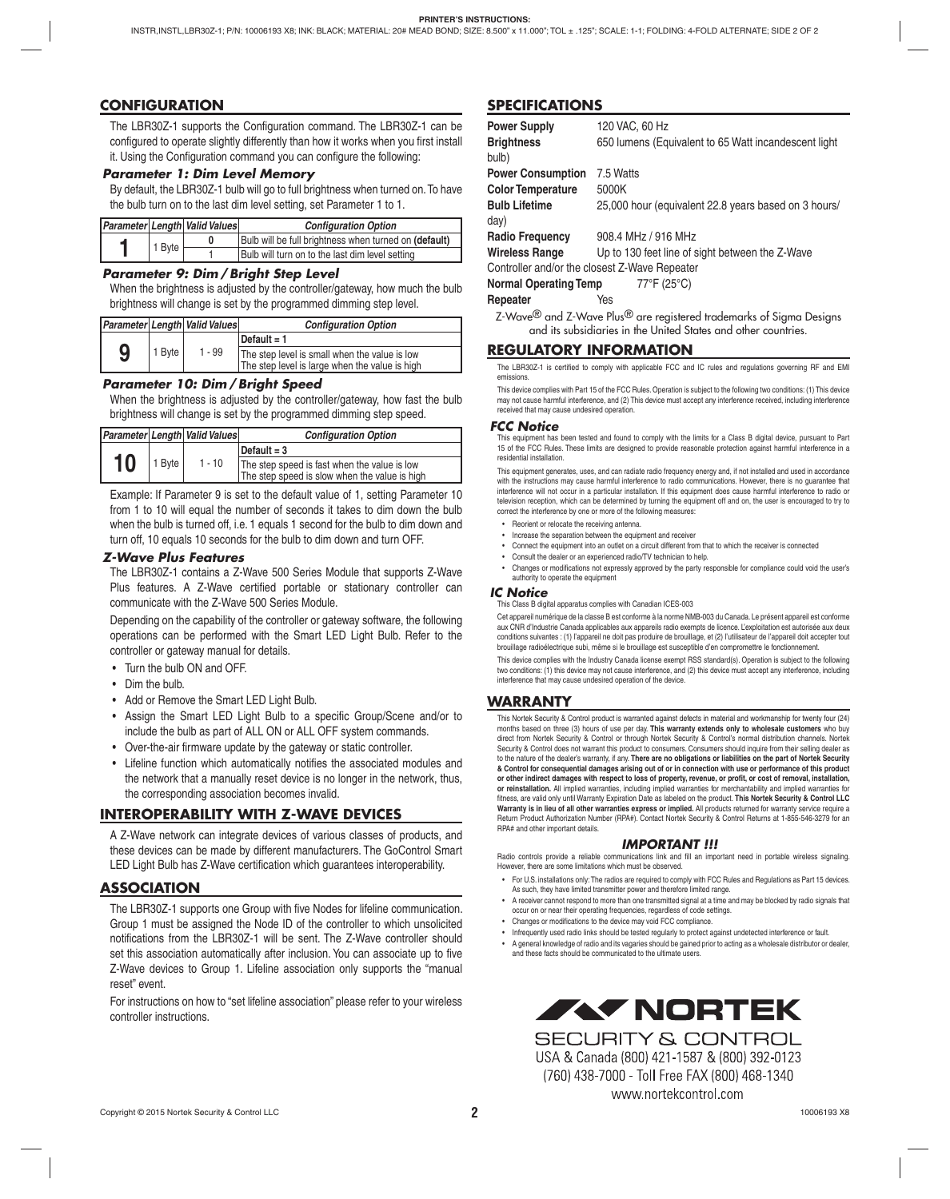## CONFIGURATION

The LBR30Z-1 supports the Configuration command. The LBR30Z-1 can be configured to operate slightly differently than how it works when you first install it. Using the Configuration command you can configure the following:

### *Parameter 1: Dim Level Memory*

By default, the LBR30Z-1 bulb will go to full brightness when turned on. To have the bulb turn on to the last dim level setting, set Parameter 1 to 1.

| *Parameter* | *Length* | *Valid Values* | *Configuration Option* |
|---|---|---|---|
| **1** | 1 Byte | **0** | Bulb will be full brightness when turned on **(default)** |
| | | 1 | Bulb will turn on to the last dim level setting |

### *Parameter 9: Dim / Bright Step Level*

When the brightness is adjusted by the controller/gateway, how much the bulb brightness will change is set by the programmed dimming step level.

| *Parameter* | *Length* | *Valid Values* | *Configuration Option* |
|---|---|---|---|
| **9** | 1 Byte | 1 - 99 | **Default = 1** |
| | | | The step level is small when the value is low<br>The step level is large when the value is high |

### *Parameter 10: Dim / Bright Speed*

When the brightness is adjusted by the controller/gateway, how fast the bulb brightness will change is set by the programmed dimming step speed.

| *Parameter* | *Length* | *Valid Values* | *Configuration Option* |
|---|---|---|---|
| **10** | 1 Byte | 1 - 10 | **Default = 3** |
| | | | The step speed is fast when the value is low<br>The step speed is slow when the value is high |

Example: If Parameter 9 is set to the default value of 1, setting Parameter 10 from 1 to 10 will equal the number of seconds it takes to dim down the bulb when the bulb is turned off, i.e. 1 equals 1 second for the bulb to dim down and turn off, 10 equals 10 seconds for the bulb to dim down and turn OFF.

### *Z-Wave Plus Features*

The LBR30Z-1 contains a Z-Wave 500 Series Module that supports Z-Wave Plus features. A Z-Wave certified portable or stationary controller can communicate with the Z-Wave 500 Series Module.

Depending on the capability of the controller or gateway software, the following operations can be performed with the Smart LED Light Bulb. Refer to the controller or gateway manual for details.

- Turn the bulb ON and OFF.
- Dim the bulb.
- Add or Remove the Smart LED Light Bulb.
- Assign the Smart LED Light Bulb to a specific Group/Scene and/or to include the bulb as part of ALL ON or ALL OFF system commands.
- Over-the-air firmware update by the gateway or static controller.
- Lifeline function which automatically notifies the associated modules and the network that a manually reset device is no longer in the network, thus, the corresponding association becomes invalid.

## INTEROPERABILITY WITH Z-WAVE DEVICES

A Z-Wave network can integrate devices of various classes of products, and these devices can be made by different manufacturers. The GoControl Smart LED Light Bulb has Z-Wave certification which guarantees interoperability.

## ASSOCIATION

The LBR30Z-1 supports one Group with five Nodes for lifeline communication. Group 1 must be assigned the Node ID of the controller to which unsolicited notifications from the LBR30Z-1 will be sent. The Z-Wave controller should set this association automatically after inclusion. You can associate up to five Z-Wave devices to Group 1. Lifeline association only supports the "manual reset" event.

For instructions on how to "set lifeline association" please refer to your wireless controller instructions.

## SPECIFICATIONS

**Power Supply** 120 VAC, 60 Hz
**Brightness** 650 lumens (Equivalent to 65 Watt incandescent light bulb)
**Power Consumption** 7.5 Watts
**Color Temperature** 5000K
**Bulb Lifetime** 25,000 hour (equivalent 22.8 years based on 3 hours/day)
**Radio Frequency** 908.4 MHz / 916 MHz
**Wireless Range** Up to 130 feet line of sight between the Z-Wave Controller and/or the closest Z-Wave Repeater
**Normal Operating Temp** 77°F (25°C)
**Repeater** Yes

Z-Wave® and Z-Wave Plus® are registered trademarks of Sigma Designs and its subsidiaries in the United States and other countries.

## REGULATORY INFORMATION

The LBR30Z-1 is certified to comply with applicable FCC and IC rules and regulations governing RF and EMI emissions.

This device complies with Part 15 of the FCC Rules. Operation is subject to the following two conditions: (1) This device may not cause harmful interference, and (2) This device must accept any interference received, including interference received that may cause undesired operation.

### *FCC Notice*

This equipment has been tested and found to comply with the limits for a Class B digital device, pursuant to Part 15 of the FCC Rules. These limits are designed to provide reasonable protection against harmful interference in a residential installation.

This equipment generates, uses, and can radiate radio frequency energy and, if not installed and used in accordance with the instructions may cause harmful interference to radio communications. However, there is no guarantee that interference will not occur in a particular installation. If this equipment does cause harmful interference to radio or television reception, which can be determined by turning the equipment off and on, the user is encouraged to try to correct the interference by one or more of the following measures:

- Reorient or relocate the receiving antenna.
- Increase the separation between the equipment and receiver
- Connect the equipment into an outlet on a circuit different from that to which the receiver is connected
- Consult the dealer or an experienced radio/TV technician to help.
- Changes or modifications not expressly approved by the party responsible for compliance could void the user's authority to operate the equipment

### *IC Notice*

This Class B digital apparatus complies with Canadian ICES-003

Cet appareil numérique de la classe B est conforme à la norme NMB-003 du Canada. Le présent appareil est conforme aux CNR d'Industrie Canada applicables aux appareils radio exempts de licence. L'exploitation est autorisée aux deux conditions suivantes : (1) l'appareil ne doit pas produire de brouillage, et (2) l'utilisateur de l'appareil doit accepter tout brouillage radioélectrique subi, même si le brouillage est susceptible d'en compromettre le fonctionnement.

This device complies with the Industry Canada license exempt RSS standard(s). Operation is subject to the following two conditions: (1) this device may not cause interference, and (2) this device must accept any interference, including interference that may cause undesired operation of the device.

## WARRANTY

This Nortek Security & Control product is warranted against defects in material and workmanship for twenty four (24) months based on three (3) hours of use per day. **This warranty extends only to wholesale customers** who buy direct from Nortek Security & Control or through Nortek Security & Control's normal distribution channels. Nortek Security & Control does not warrant this product to consumers. Consumers should inquire from their selling dealer as to the nature of the dealer's warranty, if any. **There are no obligations or liabilities on the part of Nortek Security & Control for consequential damages arising out of or in connection with use or performance of this product or other indirect damages with respect to loss of property, revenue, or profit, or cost of removal, installation, or reinstallation.** All implied warranties, including implied warranties for merchantability and implied warranties for fitness, are valid only until Warranty Expiration Date as labeled on the product. **This Nortek Security & Control LLC Warranty is in lieu of all other warranties express or implied.** All products returned for warranty service require a Return Product Authorization Number (RPA#). Contact Nortek Security & Control Returns at 1-855-546-3279 for an RPA# and other important details.

### *IMPORTANT !!!*

Radio controls provide a reliable communications link and fill an important need in portable wireless signaling. However, there are some limitations which must be observed.

- For U.S. installations only: The radios are required to comply with FCC Rules and Regulations as Part 15 devices. As such, they have limited transmitter power and therefore limited range.
- A receiver cannot respond to more than one transmitted signal at a time and may be blocked by radio signals that occur on or near their operating frequencies, regardless of code settings.
- Changes or modifications to the device may void FCC compliance.
- Infrequently used radio links should be tested regularly to protect against undetected interference or fault.
- A general knowledge of radio and its vagaries should be gained prior to acting as a wholesale distributor or dealer, and these facts should be communicated to the ultimate users.

**NORTEK**
SECURITY & CONTROL
USA & Canada (800) 421-1587 & (800) 392-0123
(760) 438-7000 - Toll Free FAX (800) 468-1340
www.nortekcontrol.com

Copyright © 2015 Nortek Security & Control LLC

10006193 X8